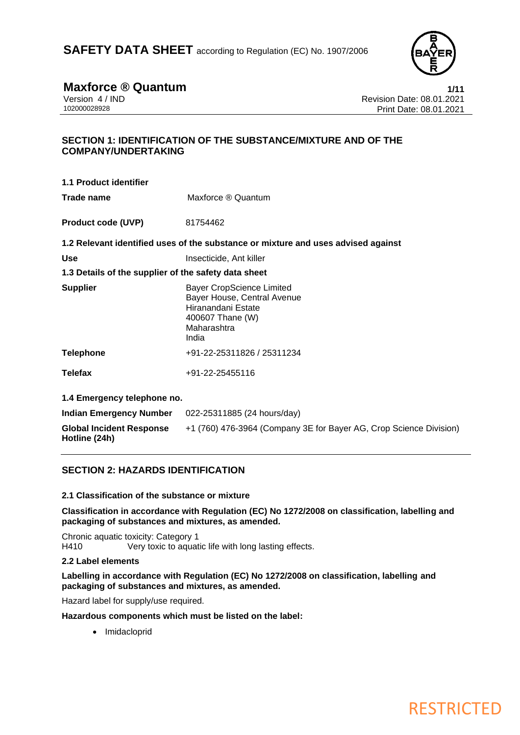# SAFETY DATA SHEET according to Regulation (EC) No. 1907/2006

## Maxforce ® Quantum

Version 4 / IND
102000028928

Revision Date: 08.01.2021
Print Date: 08.01.2021

## SECTION 1: IDENTIFICATION OF THE SUBSTANCE/MIXTURE AND OF THE COMPANY/UNDERTAKING

### 1.1 Product identifier

| | |
|---|---|
| **Trade name** | Maxforce ® Quantum |
| **Product code (UVP)** | 81754462 |

### 1.2 Relevant identified uses of the substance or mixture and uses advised against

| | |
|---|---|
| **Use** | Insecticide, Ant killer |

### 1.3 Details of the supplier of the safety data sheet

| | |
|---|---|
| **Supplier** | Bayer CropScience Limited<br>Bayer House, Central Avenue<br>Hiranandani Estate<br>400607 Thane (W)<br>Maharashtra<br>India |
| **Telephone** | +91-22-25311826 / 25311234 |
| **Telefax** | +91-22-25455116 |

### 1.4 Emergency telephone no.

| | |
|---|---|
| **Indian Emergency Number** | 022-25311885 (24 hours/day) |
| **Global Incident Response Hotline (24h)** | +1 (760) 476-3964 (Company 3E for Bayer AG, Crop Science Division) |

## SECTION 2: HAZARDS IDENTIFICATION

### 2.1 Classification of the substance or mixture

**Classification in accordance with Regulation (EC) No 1272/2008 on classification, labelling and packaging of substances and mixtures, as amended.**

Chronic aquatic toxicity: Category 1
H410 Very toxic to aquatic life with long lasting effects.

### 2.2 Label elements

**Labelling in accordance with Regulation (EC) No 1272/2008 on classification, labelling and packaging of substances and mixtures, as amended.**

Hazard label for supply/use required.

**Hazardous components which must be listed on the label:**

- Imidacloprid

RESTRICTED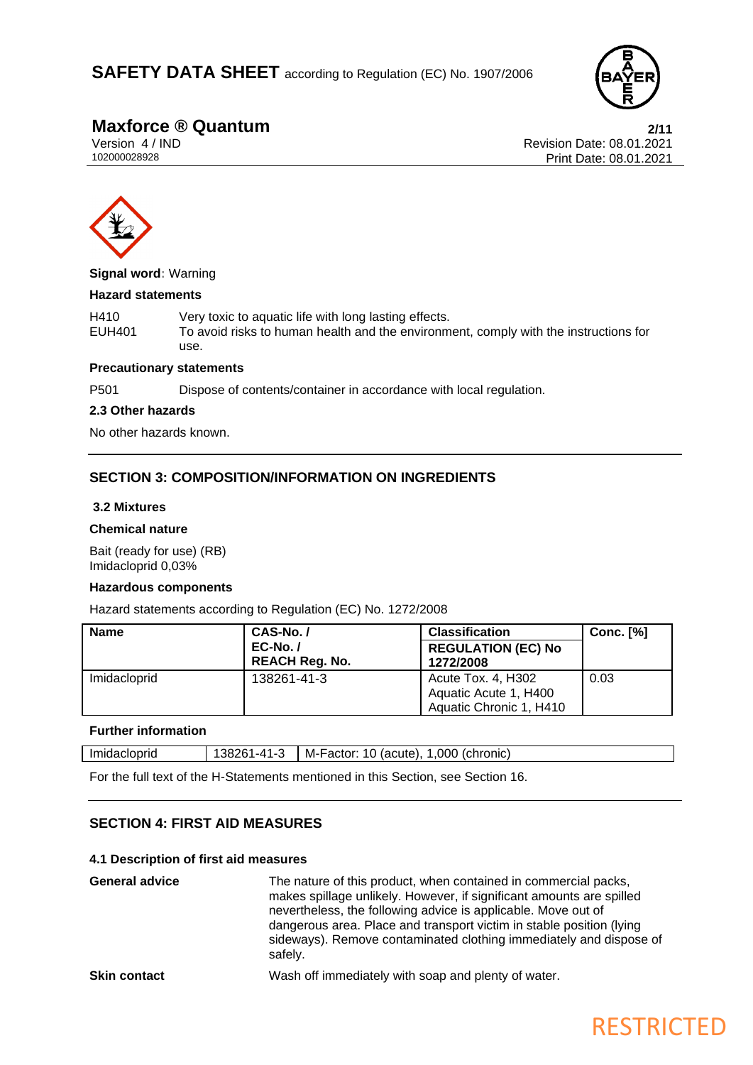**Signal word**: Warning

**Hazard statements**

| | |
|---|---|
| H410 | Very toxic to aquatic life with long lasting effects. |
| EUH401 | To avoid risks to human health and the environment, comply with the instructions for use. |

**Precautionary statements**

| | |
|---|---|
| P501 | Dispose of contents/container in accordance with local regulation. |

**2.3 Other hazards**

No other hazards known.

## SECTION 3: COMPOSITION/INFORMATION ON INGREDIENTS

**3.2 Mixtures**

**Chemical nature**

Bait (ready for use) (RB)
Imidacloprid 0,03%

**Hazardous components**

Hazard statements according to Regulation (EC) No. 1272/2008

| Name | CAS-No. / EC-No. / REACH Reg. No. | Classification REGULATION (EC) No 1272/2008 | Conc. [%] |
|---|---|---|---|
| Imidacloprid | 138261-41-3 | Acute Tox. 4, H302<br>Aquatic Acute 1, H400<br>Aquatic Chronic 1, H410 | 0.03 |

**Further information**

| | | |
|---|---|---|
| Imidacloprid | 138261-41-3 | M-Factor: 10 (acute), 1,000 (chronic) |

For the full text of the H-Statements mentioned in this Section, see Section 16.

## SECTION 4: FIRST AID MEASURES

**4.1 Description of first aid measures**

| | |
|---|---|
| **General advice** | The nature of this product, when contained in commercial packs, makes spillage unlikely. However, if significant amounts are spilled nevertheless, the following advice is applicable. Move out of dangerous area. Place and transport victim in stable position (lying sideways). Remove contaminated clothing immediately and dispose of safely. |
| **Skin contact** | Wash off immediately with soap and plenty of water. |

RESTRICTED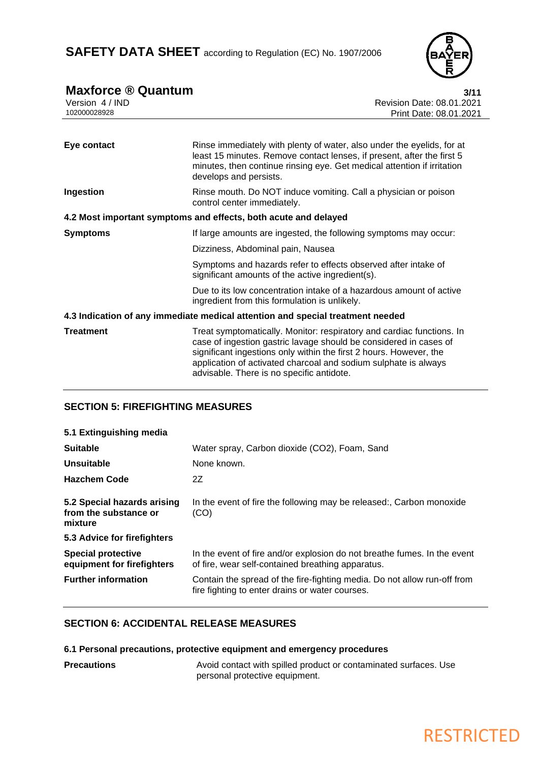| | |
|---|---|
| **Eye contact** | Rinse immediately with plenty of water, also under the eyelids, for at least 15 minutes. Remove contact lenses, if present, after the first 5 minutes, then continue rinsing eye. Get medical attention if irritation develops and persists. |
| **Ingestion** | Rinse mouth. Do NOT induce vomiting. Call a physician or poison control center immediately. |

### 4.2 Most important symptoms and effects, both acute and delayed

| | |
|---|---|
| **Symptoms** | If large amounts are ingested, the following symptoms may occur: |
| | Dizziness, Abdominal pain, Nausea |
| | Symptoms and hazards refer to effects observed after intake of significant amounts of the active ingredient(s). |
| | Due to its low concentration intake of a hazardous amount of active ingredient from this formulation is unlikely. |

### 4.3 Indication of any immediate medical attention and special treatment needed

| | |
|---|---|
| **Treatment** | Treat symptomatically. Monitor: respiratory and cardiac functions. In case of ingestion gastric lavage should be considered in cases of significant ingestions only within the first 2 hours. However, the application of activated charcoal and sodium sulphate is always advisable. There is no specific antidote. |

## SECTION 5: FIREFIGHTING MEASURES

### 5.1 Extinguishing media

| | |
|---|---|
| **Suitable** | Water spray, Carbon dioxide ($CO_2$), Foam, Sand |
| **Unsuitable** | None known. |
| **Hazchem Code** | 2Z |
| **5.2 Special hazards arising from the substance or mixture** | In the event of fire the following may be released:, Carbon monoxide (CO) |

### 5.3 Advice for firefighters

| | |
|---|---|
| **Special protective equipment for firefighters** | In the event of fire and/or explosion do not breathe fumes. In the event of fire, wear self-contained breathing apparatus. |
| **Further information** | Contain the spread of the fire-fighting media. Do not allow run-off from fire fighting to enter drains or water courses. |

## SECTION 6: ACCIDENTAL RELEASE MEASURES

### 6.1 Personal precautions, protective equipment and emergency procedures

| | |
|---|---|
| **Precautions** | Avoid contact with spilled product or contaminated surfaces. Use personal protective equipment. |

RESTRICTED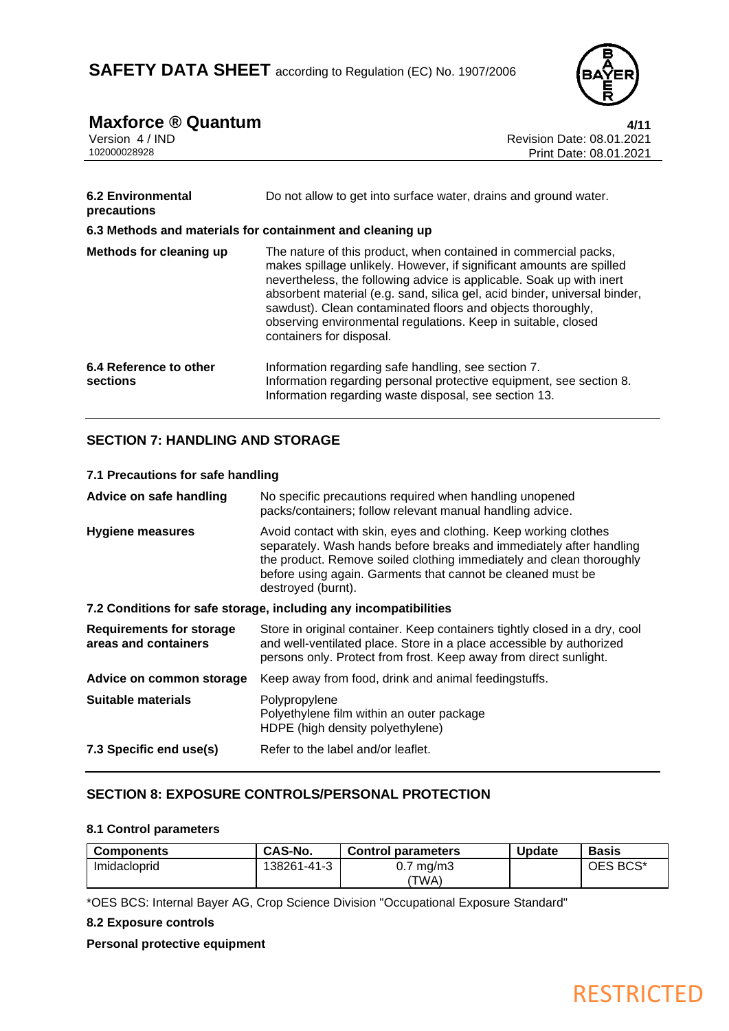**6.2 Environmental precautions** Do not allow to get into surface water, drains and ground water.

**6.3 Methods and materials for containment and cleaning up**

**Methods for cleaning up** The nature of this product, when contained in commercial packs, makes spillage unlikely. However, if significant amounts are spilled nevertheless, the following advice is applicable. Soak up with inert absorbent material (e.g. sand, silica gel, acid binder, universal binder, sawdust). Clean contaminated floors and objects thoroughly, observing environmental regulations. Keep in suitable, closed containers for disposal.

**6.4 Reference to other sections** Information regarding safe handling, see section 7.
Information regarding personal protective equipment, see section 8.
Information regarding waste disposal, see section 13.

## SECTION 7: HANDLING AND STORAGE

**7.1 Precautions for safe handling**

**Advice on safe handling** No specific precautions required when handling unopened packs/containers; follow relevant manual handling advice.

**Hygiene measures** Avoid contact with skin, eyes and clothing. Keep working clothes separately. Wash hands before breaks and immediately after handling the product. Remove soiled clothing immediately and clean thoroughly before using again. Garments that cannot be cleaned must be destroyed (burnt).

**7.2 Conditions for safe storage, including any incompatibilities**

**Requirements for storage areas and containers** Store in original container. Keep containers tightly closed in a dry, cool and well-ventilated place. Store in a place accessible by authorized persons only. Protect from frost. Keep away from direct sunlight.

**Advice on common storage** Keep away from food, drink and animal feedingstuffs.

**Suitable materials** Polypropylene
Polyethylene film within an outer package
HDPE (high density polyethylene)

**7.3 Specific end use(s)** Refer to the label and/or leaflet.

## SECTION 8: EXPOSURE CONTROLS/PERSONAL PROTECTION

**8.1 Control parameters**

| Components | CAS-No. | Control parameters | Update | Basis |
|---|---|---|---|---|
| Imidacloprid | 138261-41-3 | 0.7 mg/m3 (TWA) | | OES BCS* |

*OES BCS: Internal Bayer AG, Crop Science Division "Occupational Exposure Standard"

**8.2 Exposure controls**

**Personal protective equipment**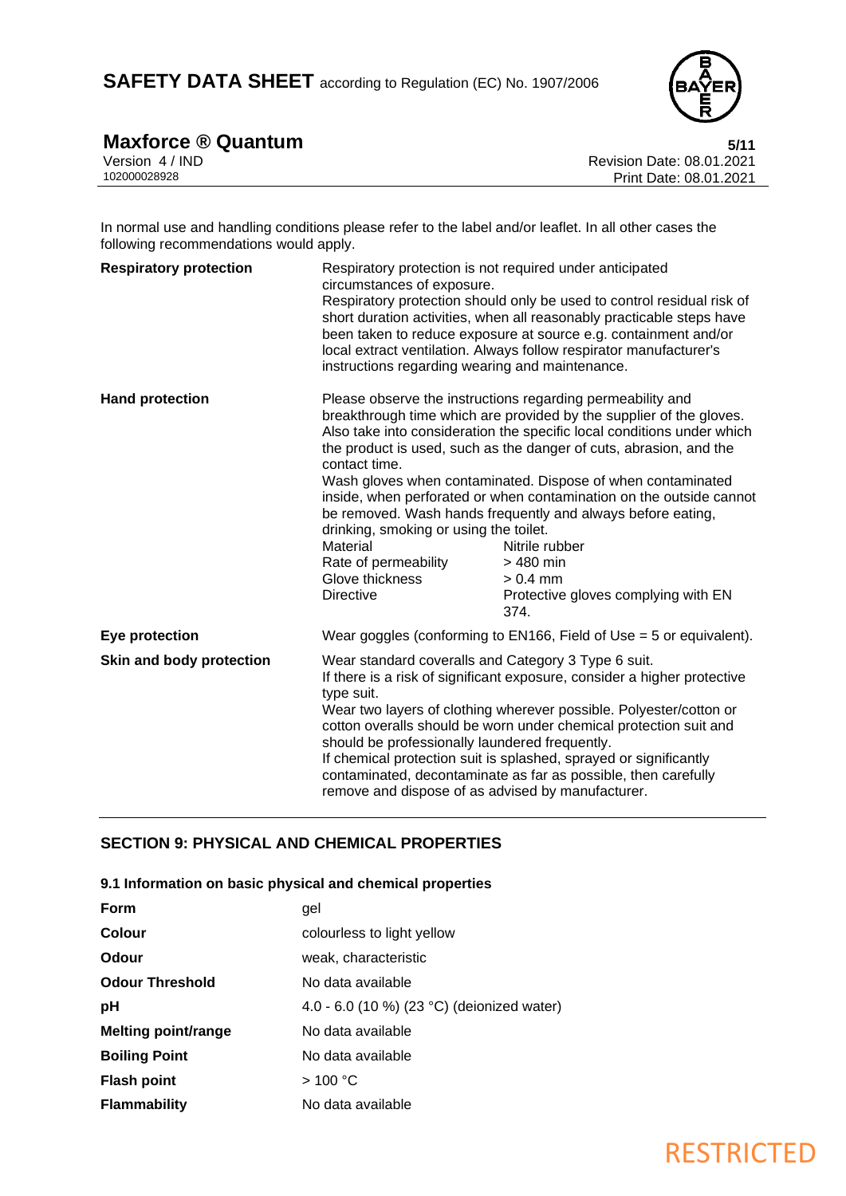In normal use and handling conditions please refer to the label and/or leaflet. In all other cases the following recommendations would apply.

| | |
|---|---|
| **Respiratory protection** | Respiratory protection is not required under anticipated circumstances of exposure. Respiratory protection should only be used to control residual risk of short duration activities, when all reasonably practicable steps have been taken to reduce exposure at source e.g. containment and/or local extract ventilation. Always follow respirator manufacturer's instructions regarding wearing and maintenance. |
| **Hand protection** | Please observe the instructions regarding permeability and breakthrough time which are provided by the supplier of the gloves. Also take into consideration the specific local conditions under which the product is used, such as the danger of cuts, abrasion, and the contact time. Wash gloves when contaminated. Dispose of when contaminated inside, when perforated or when contamination on the outside cannot be removed. Wash hands frequently and always before eating, drinking, smoking or using the toilet. |

| | |
|---|---|
| Material | Nitrile rubber |
| Rate of permeability | > 480 min |
| Glove thickness | > 0.4 mm |
| Directive | Protective gloves complying with EN 374. |

| | |
|---|---|
| **Eye protection** | Wear goggles (conforming to EN166, Field of Use = 5 or equivalent). |
| **Skin and body protection** | Wear standard coveralls and Category 3 Type 6 suit. If there is a risk of significant exposure, consider a higher protective type suit. Wear two layers of clothing wherever possible. Polyester/cotton or cotton overalls should be worn under chemical protection suit and should be professionally laundered frequently. If chemical protection suit is splashed, sprayed or significantly contaminated, decontaminate as far as possible, then carefully remove and dispose of as advised by manufacturer. |

## SECTION 9: PHYSICAL AND CHEMICAL PROPERTIES

### 9.1 Information on basic physical and chemical properties

| | |
|---|---|
| **Form** | gel |
| **Colour** | colourless to light yellow |
| **Odour** | weak, characteristic |
| **Odour Threshold** | No data available |
| **pH** | 4.0 - 6.0 (10 %) (23 °C) (deionized water) |
| **Melting point/range** | No data available |
| **Boiling Point** | No data available |
| **Flash point** | > 100 °C |
| **Flammability** | No data available |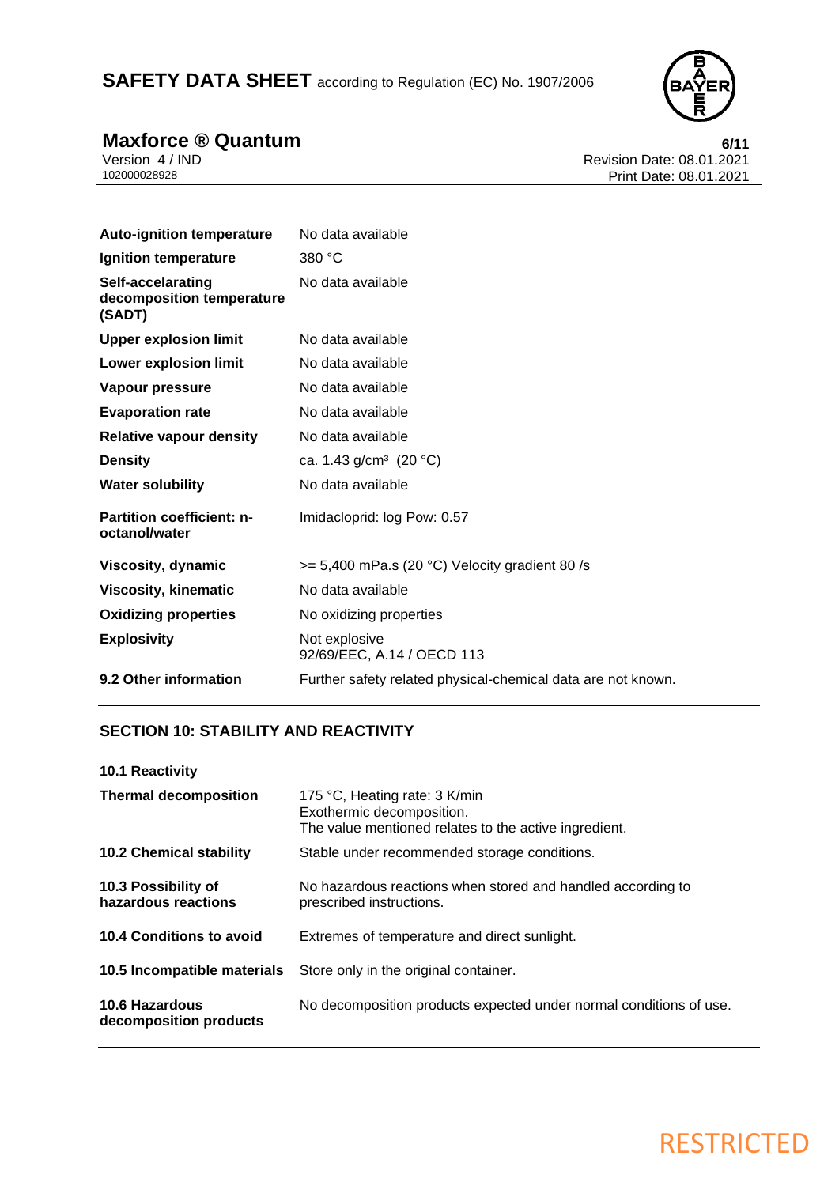| | |
|---|---|
| **Auto-ignition temperature** | No data available |
| **Ignition temperature** | 380 °C |
| **Self-accelarating decomposition temperature (SADT)** | No data available |
| **Upper explosion limit** | No data available |
| **Lower explosion limit** | No data available |
| **Vapour pressure** | No data available |
| **Evaporation rate** | No data available |
| **Relative vapour density** | No data available |
| **Density** | ca. 1.43 g/cm³ (20 °C) |
| **Water solubility** | No data available |
| **Partition coefficient: n-octanol/water** | Imidacloprid: log Pow: 0.57 |
| **Viscosity, dynamic** | >= 5,400 mPa.s (20 °C) Velocity gradient 80 /s |
| **Viscosity, kinematic** | No data available |
| **Oxidizing properties** | No oxidizing properties |
| **Explosivity** | Not explosive<br>92/69/EEC, A.14 / OECD 113 |
| **9.2 Other information** | Further safety related physical-chemical data are not known. |

## SECTION 10: STABILITY AND REACTIVITY

| | |
|---|---|
| **10.1 Reactivity** | |
| **Thermal decomposition** | 175 °C, Heating rate: 3 K/min<br>Exothermic decomposition.<br>The value mentioned relates to the active ingredient. |
| **10.2 Chemical stability** | Stable under recommended storage conditions. |
| **10.3 Possibility of hazardous reactions** | No hazardous reactions when stored and handled according to prescribed instructions. |
| **10.4 Conditions to avoid** | Extremes of temperature and direct sunlight. |
| **10.5 Incompatible materials** | Store only in the original container. |
| **10.6 Hazardous decomposition products** | No decomposition products expected under normal conditions of use. |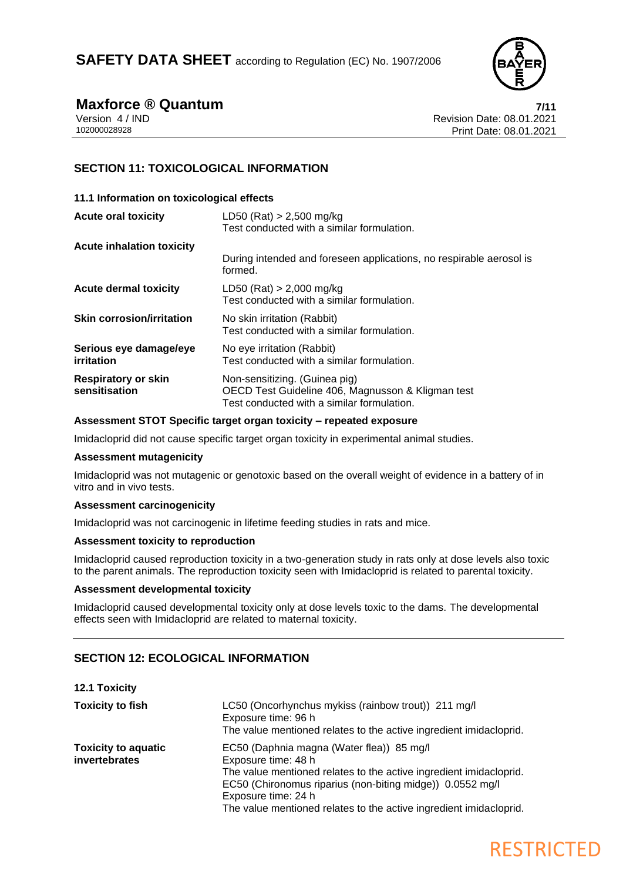## SECTION 11: TOXICOLOGICAL INFORMATION

### 11.1 Information on toxicological effects

| | |
|---|---|
| **Acute oral toxicity** | LD50 (Rat) > 2,500 mg/kg<br>Test conducted with a similar formulation. |
| **Acute inhalation toxicity** | During intended and foreseen applications, no respirable aerosol is formed. |
| **Acute dermal toxicity** | LD50 (Rat) > 2,000 mg/kg<br>Test conducted with a similar formulation. |
| **Skin corrosion/irritation** | No skin irritation (Rabbit)<br>Test conducted with a similar formulation. |
| **Serious eye damage/eye irritation** | No eye irritation (Rabbit)<br>Test conducted with a similar formulation. |
| **Respiratory or skin sensitisation** | Non-sensitizing. (Guinea pig)<br>OECD Test Guideline 406, Magnusson & Kligman test<br>Test conducted with a similar formulation. |

**Assessment STOT Specific target organ toxicity – repeated exposure**

Imidacloprid did not cause specific target organ toxicity in experimental animal studies.

**Assessment mutagenicity**

Imidacloprid was not mutagenic or genotoxic based on the overall weight of evidence in a battery of in vitro and in vivo tests.

**Assessment carcinogenicity**

Imidacloprid was not carcinogenic in lifetime feeding studies in rats and mice.

**Assessment toxicity to reproduction**

Imidacloprid caused reproduction toxicity in a two-generation study in rats only at dose levels also toxic to the parent animals. The reproduction toxicity seen with Imidacloprid is related to parental toxicity.

**Assessment developmental toxicity**

Imidacloprid caused developmental toxicity only at dose levels toxic to the dams. The developmental effects seen with Imidacloprid are related to maternal toxicity.

## SECTION 12: ECOLOGICAL INFORMATION

### 12.1 Toxicity

| | |
|---|---|
| **Toxicity to fish** | LC50 (Oncorhynchus mykiss (rainbow trout)) 211 mg/l<br>Exposure time: 96 h<br>The value mentioned relates to the active ingredient imidacloprid. |
| **Toxicity to aquatic invertebrates** | EC50 (Daphnia magna (Water flea)) 85 mg/l<br>Exposure time: 48 h<br>The value mentioned relates to the active ingredient imidacloprid.<br>EC50 (Chironomus riparius (non-biting midge)) 0.0552 mg/l<br>Exposure time: 24 h<br>The value mentioned relates to the active ingredient imidacloprid. |

RESTRICTED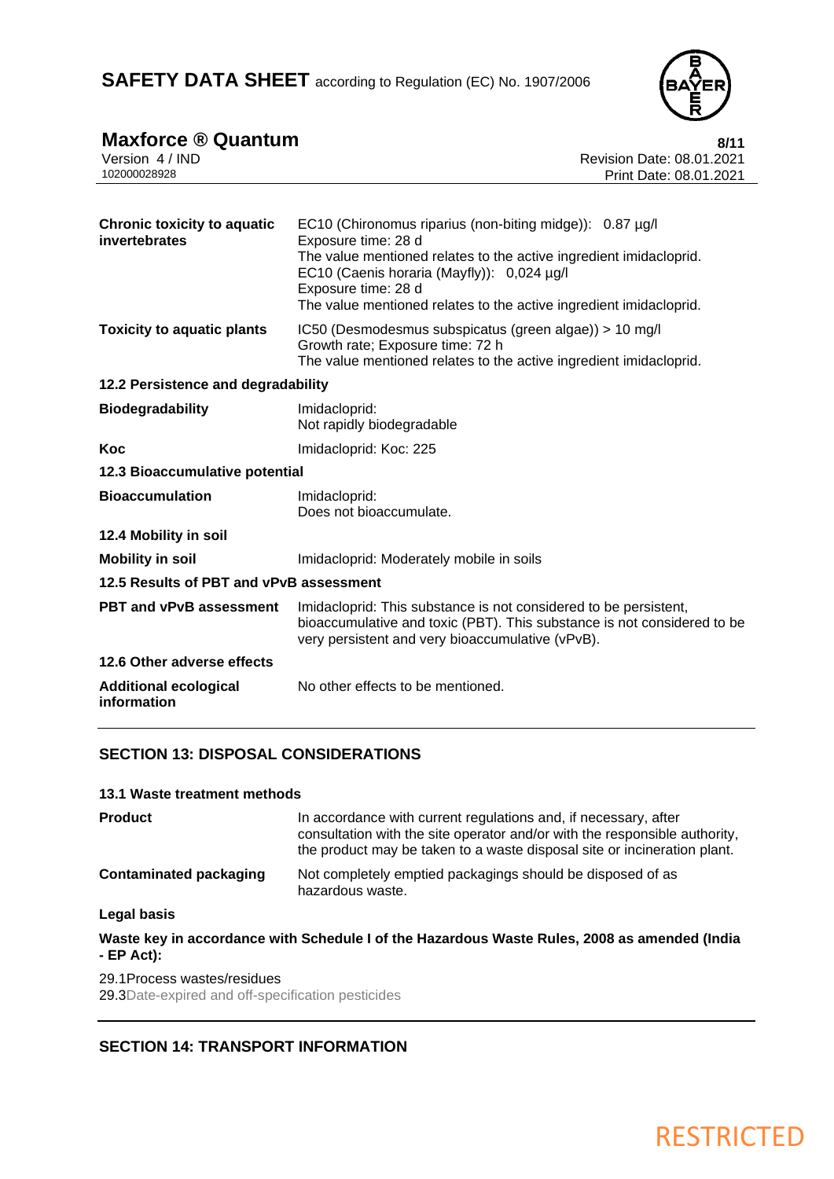| | |
|---|---|
| **Chronic toxicity to aquatic invertebrates** | EC10 (Chironomus riparius (non-biting midge)): 0.87 µg/l<br>Exposure time: 28 d<br>The value mentioned relates to the active ingredient imidacloprid.<br>EC10 (Caenis horaria (Mayfly)): 0,024 µg/l<br>Exposure time: 28 d<br>The value mentioned relates to the active ingredient imidacloprid. |
| **Toxicity to aquatic plants** | IC50 (Desmodesmus subspicatus (green algae)) > 10 mg/l<br>Growth rate; Exposure time: 72 h<br>The value mentioned relates to the active ingredient imidacloprid. |

**12.2 Persistence and degradability**

| | |
|---|---|
| **Biodegradability** | Imidacloprid:<br>Not rapidly biodegradable |
| **Koc** | Imidacloprid: Koc: 225 |

**12.3 Bioaccumulative potential**

| | |
|---|---|
| **Bioaccumulation** | Imidacloprid:<br>Does not bioaccumulate. |

**12.4 Mobility in soil**

| | |
|---|---|
| **Mobility in soil** | Imidacloprid: Moderately mobile in soils |

**12.5 Results of PBT and vPvB assessment**

| | |
|---|---|
| **PBT and vPvB assessment** | Imidacloprid: This substance is not considered to be persistent, bioaccumulative and toxic (PBT). This substance is not considered to be very persistent and very bioaccumulative (vPvB). |

**12.6 Other adverse effects**

| | |
|---|---|
| **Additional ecological information** | No other effects to be mentioned. |

## SECTION 13: DISPOSAL CONSIDERATIONS

**13.1 Waste treatment methods**

| | |
|---|---|
| **Product** | In accordance with current regulations and, if necessary, after consultation with the site operator and/or with the responsible authority, the product may be taken to a waste disposal site or incineration plant. |
| **Contaminated packaging** | Not completely emptied packagings should be disposed of as hazardous waste. |

**Legal basis**

**Waste key in accordance with Schedule I of the Hazardous Waste Rules, 2008 as amended (India - EP Act):**

29.1Process wastes/residues
29.3Date-expired and off-specification pesticides

## SECTION 14: TRANSPORT INFORMATION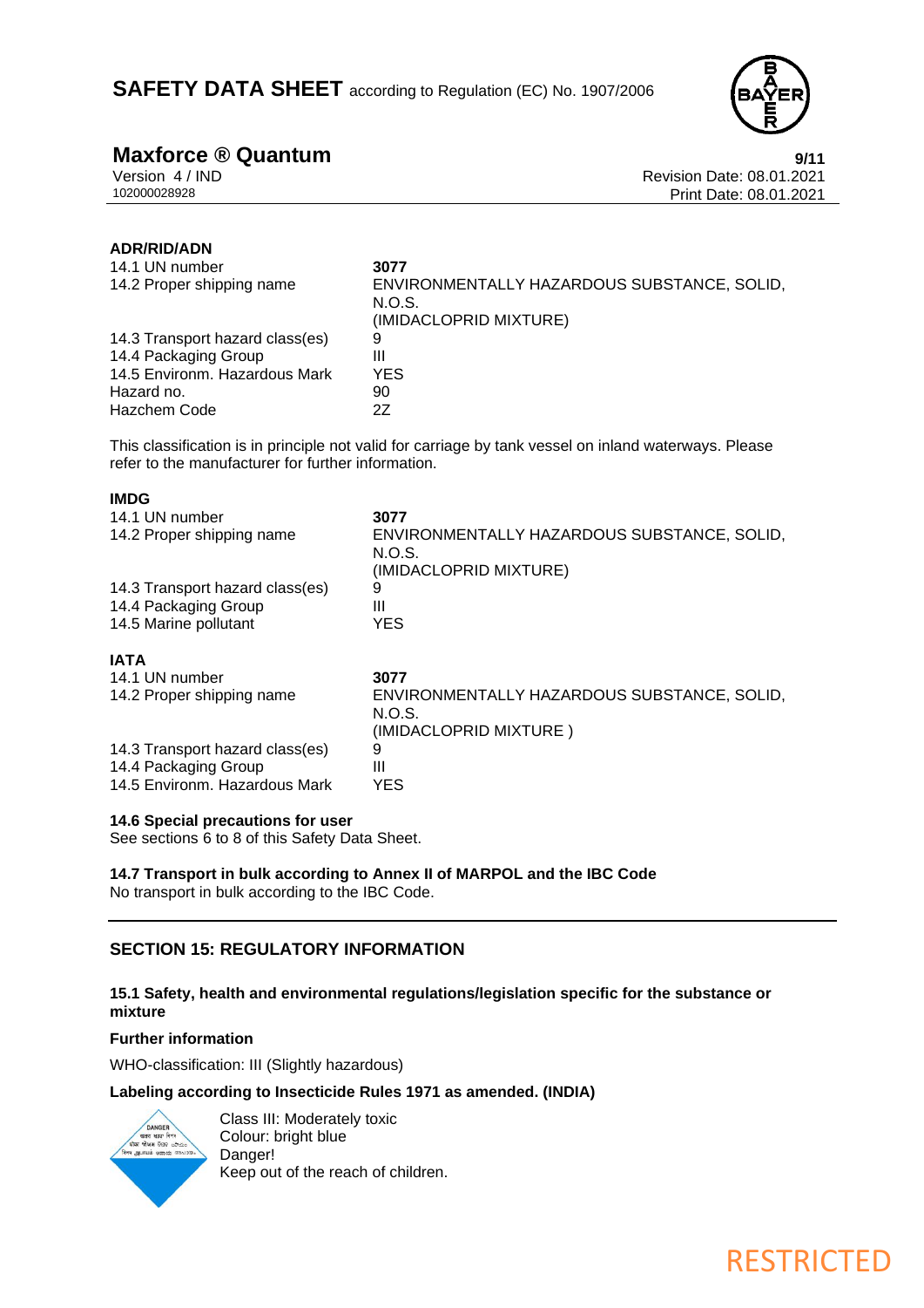**ADR/RID/ADN**

| | |
|---|---|
| 14.1 UN number | **3077** |
| 14.2 Proper shipping name | ENVIRONMENTALLY HAZARDOUS SUBSTANCE, SOLID, N.O.S. (IMIDACLOPRID MIXTURE) |
| 14.3 Transport hazard class(es) | 9 |
| 14.4 Packaging Group | III |
| 14.5 Environm. Hazardous Mark | YES |
| Hazard no. | 90 |
| Hazchem Code | 2Z |

This classification is in principle not valid for carriage by tank vessel on inland waterways. Please refer to the manufacturer for further information.

**IMDG**

| | |
|---|---|
| 14.1 UN number | **3077** |
| 14.2 Proper shipping name | ENVIRONMENTALLY HAZARDOUS SUBSTANCE, SOLID, N.O.S. (IMIDACLOPRID MIXTURE) |
| 14.3 Transport hazard class(es) | 9 |
| 14.4 Packaging Group | III |
| 14.5 Marine pollutant | YES |

**IATA**

| | |
|---|---|
| 14.1 UN number | **3077** |
| 14.2 Proper shipping name | ENVIRONMENTALLY HAZARDOUS SUBSTANCE, SOLID, N.O.S. (IMIDACLOPRID MIXTURE ) |
| 14.3 Transport hazard class(es) | 9 |
| 14.4 Packaging Group | III |
| 14.5 Environm. Hazardous Mark | YES |

**14.6 Special precautions for user**

See sections 6 to 8 of this Safety Data Sheet.

**14.7 Transport in bulk according to Annex II of MARPOL and the IBC Code**

No transport in bulk according to the IBC Code.

## SECTION 15: REGULATORY INFORMATION

**15.1 Safety, health and environmental regulations/legislation specific for the substance or mixture**

**Further information**

WHO-classification: III (Slightly hazardous)

**Labeling according to Insecticide Rules 1971 as amended. (INDIA)**

Class III: Moderately toxic
Colour: bright blue
Danger!
Keep out of the reach of children.

RESTRICTED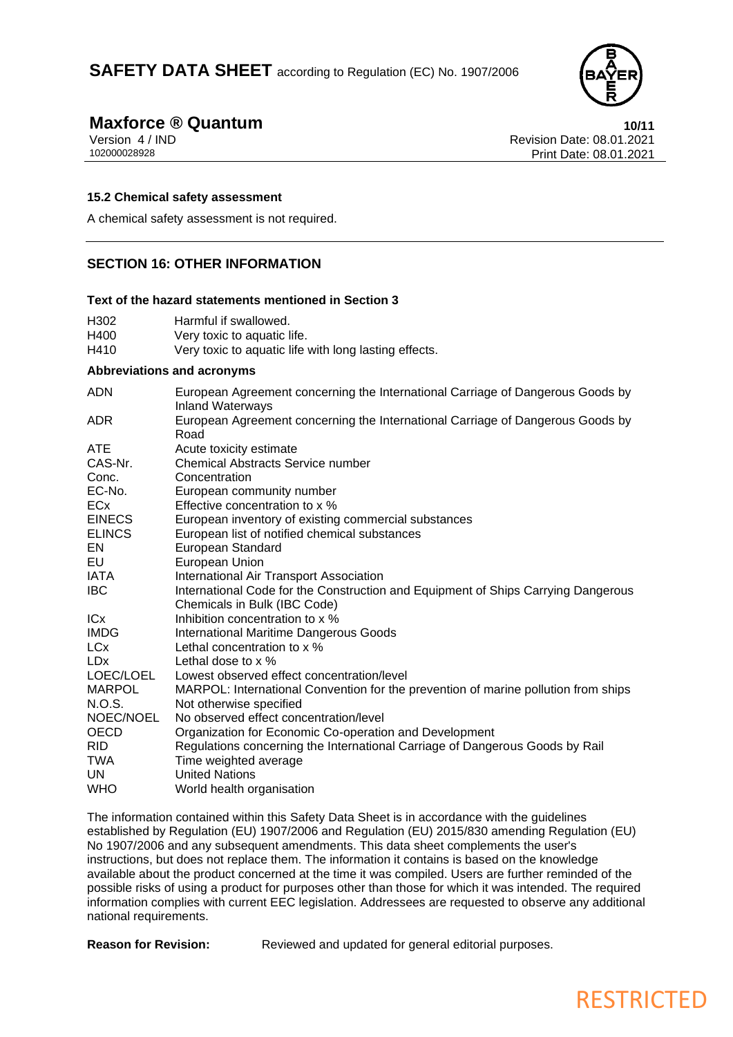### 15.2 Chemical safety assessment

A chemical safety assessment is not required.

## SECTION 16: OTHER INFORMATION

### Text of the hazard statements mentioned in Section 3

| | |
|---|---|
| H302 | Harmful if swallowed. |
| H400 | Very toxic to aquatic life. |
| H410 | Very toxic to aquatic life with long lasting effects. |

### Abbreviations and acronyms

| | |
|---|---|
| ADN | European Agreement concerning the International Carriage of Dangerous Goods by Inland Waterways |
| ADR | European Agreement concerning the International Carriage of Dangerous Goods by Road |
| ATE | Acute toxicity estimate |
| CAS-Nr. | Chemical Abstracts Service number |
| Conc. | Concentration |
| EC-No. | European community number |
| ECx | Effective concentration to x % |
| EINECS | European inventory of existing commercial substances |
| ELINCS | European list of notified chemical substances |
| EN | European Standard |
| EU | European Union |
| IATA | International Air Transport Association |
| IBC | International Code for the Construction and Equipment of Ships Carrying Dangerous Chemicals in Bulk (IBC Code) |
| ICx | Inhibition concentration to x % |
| IMDG | International Maritime Dangerous Goods |
| LCx | Lethal concentration to x % |
| LDx | Lethal dose to x % |
| LOEC/LOEL | Lowest observed effect concentration/level |
| MARPOL | MARPOL: International Convention for the prevention of marine pollution from ships |
| N.O.S. | Not otherwise specified |
| NOEC/NOEL | No observed effect concentration/level |
| OECD | Organization for Economic Co-operation and Development |
| RID | Regulations concerning the International Carriage of Dangerous Goods by Rail |
| TWA | Time weighted average |
| UN | United Nations |
| WHO | World health organisation |

The information contained within this Safety Data Sheet is in accordance with the guidelines established by Regulation (EU) 1907/2006 and Regulation (EU) 2015/830 amending Regulation (EU) No 1907/2006 and any subsequent amendments. This data sheet complements the user's instructions, but does not replace them. The information it contains is based on the knowledge available about the product concerned at the time it was compiled. Users are further reminded of the possible risks of using a product for purposes other than those for which it was intended. The required information complies with current EEC legislation. Addressees are requested to observe any additional national requirements.

**Reason for Revision:** Reviewed and updated for general editorial purposes.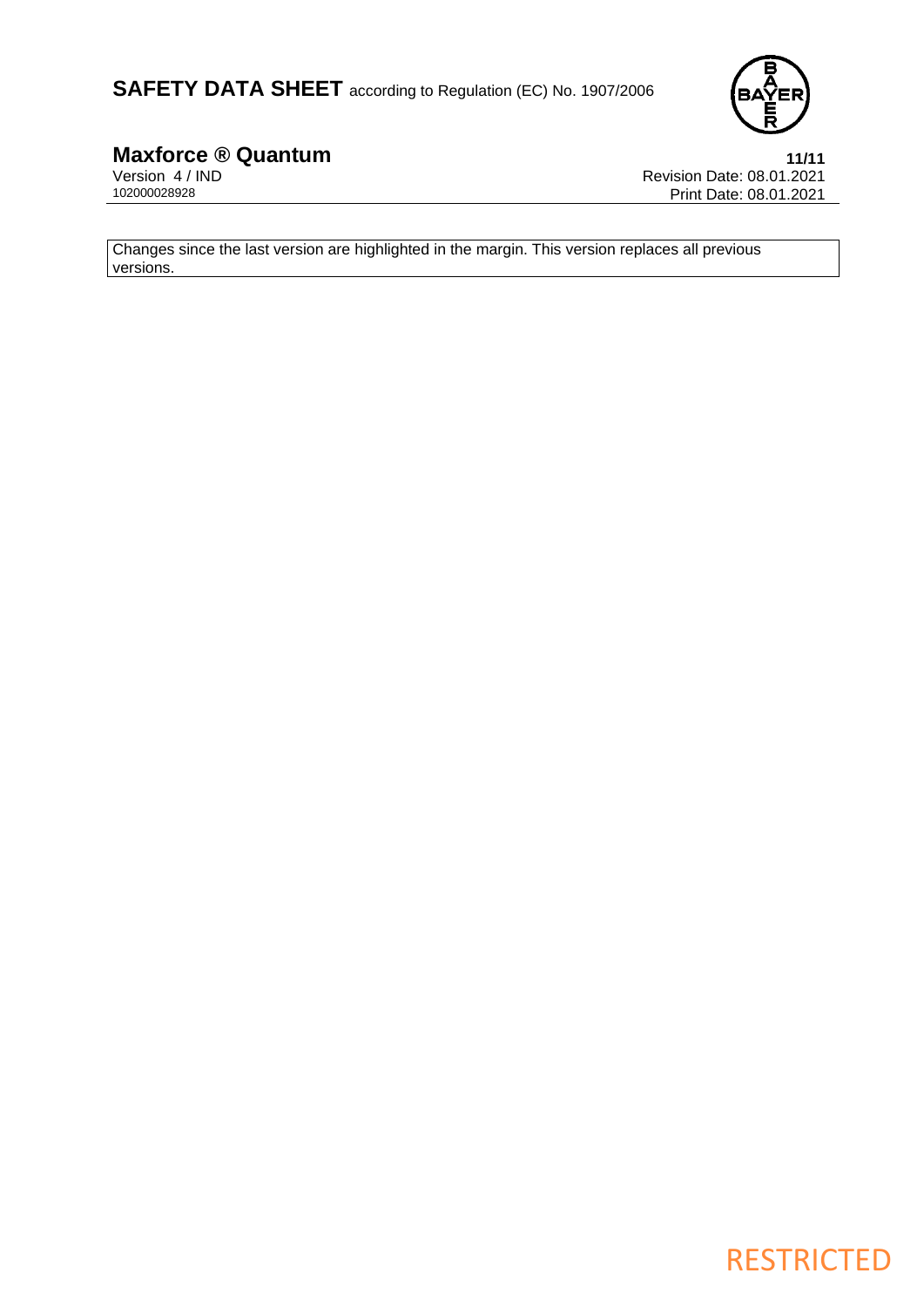Changes since the last version are highlighted in the margin. This version replaces all previous versions.

RESTRICTED